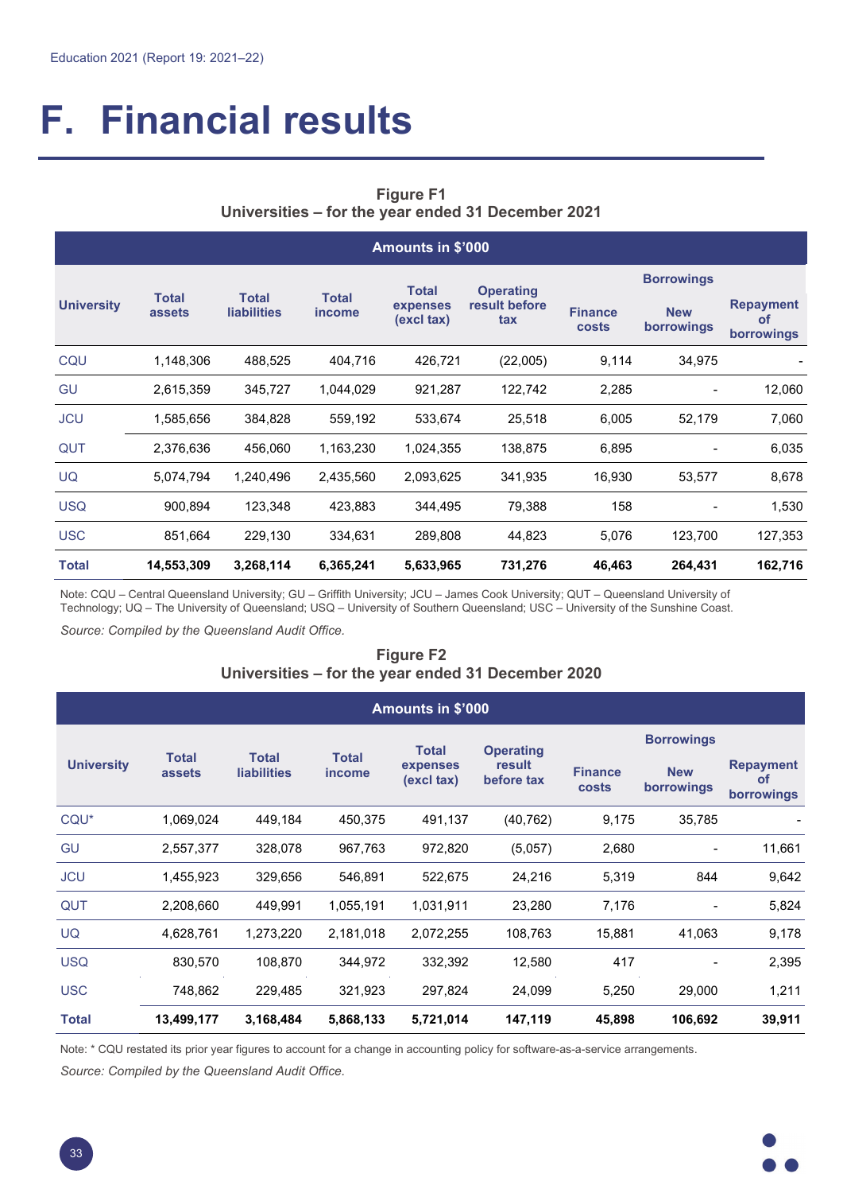# F. Financial results

**Figure F1**
**Universities – for the year ended 31 December 2021**

| Amounts in $'000 | | | | | | | | |
|---|---|---|---|---|---|---|---|---|
| | | | | | | | Borrowings | |
| University | Total assets | Total liabilities | Total income | Total expenses (excl tax) | Operating result before tax | Finance costs | New borrowings | Repayment of borrowings |
| CQU | 1,148,306 | 488,525 | 404,716 | 426,721 | (22,005) | 9,114 | 34,975 | - |
| GU | 2,615,359 | 345,727 | 1,044,029 | 921,287 | 122,742 | 2,285 | - | 12,060 |
| JCU | 1,585,656 | 384,828 | 559,192 | 533,674 | 25,518 | 6,005 | 52,179 | 7,060 |
| QUT | 2,376,636 | 456,060 | 1,163,230 | 1,024,355 | 138,875 | 6,895 | - | 6,035 |
| UQ | 5,074,794 | 1,240,496 | 2,435,560 | 2,093,625 | 341,935 | 16,930 | 53,577 | 8,678 |
| USQ | 900,894 | 123,348 | 423,883 | 344,495 | 79,388 | 158 | - | 1,530 |
| USC | 851,664 | 229,130 | 334,631 | 289,808 | 44,823 | 5,076 | 123,700 | 127,353 |
| **Total** | **14,553,309** | **3,268,114** | **6,365,241** | **5,633,965** | **731,276** | **46,463** | **264,431** | **162,716** |

Note: CQU – Central Queensland University; GU – Griffith University; JCU – James Cook University; QUT – Queensland University of Technology; UQ – The University of Queensland; USQ – University of Southern Queensland; USC – University of the Sunshine Coast.

*Source: Compiled by the Queensland Audit Office.*

**Figure F2**
**Universities – for the year ended 31 December 2020**

| Amounts in $'000 | | | | | | | | |
|---|---|---|---|---|---|---|---|---|
| | | | | | | | Borrowings | |
| University | Total assets | Total liabilities | Total income | Total expenses (excl tax) | Operating result before tax | Finance costs | New borrowings | Repayment of borrowings |
| CQU* | 1,069,024 | 449,184 | 450,375 | 491,137 | (40,762) | 9,175 | 35,785 | - |
| GU | 2,557,377 | 328,078 | 967,763 | 972,820 | (5,057) | 2,680 | - | 11,661 |
| JCU | 1,455,923 | 329,656 | 546,891 | 522,675 | 24,216 | 5,319 | 844 | 9,642 |
| QUT | 2,208,660 | 449,991 | 1,055,191 | 1,031,911 | 23,280 | 7,176 | - | 5,824 |
| UQ | 4,628,761 | 1,273,220 | 2,181,018 | 2,072,255 | 108,763 | 15,881 | 41,063 | 9,178 |
| USQ | 830,570 | 108,870 | 344,972 | 332,392 | 12,580 | 417 | - | 2,395 |
| USC | 748,862 | 229,485 | 321,923 | 297,824 | 24,099 | 5,250 | 29,000 | 1,211 |
| **Total** | **13,499,177** | **3,168,484** | **5,868,133** | **5,721,014** | **147,119** | **45,898** | **106,692** | **39,911** |

Note: * CQU restated its prior year figures to account for a change in accounting policy for software-as-a-service arrangements.

*Source: Compiled by the Queensland Audit Office.*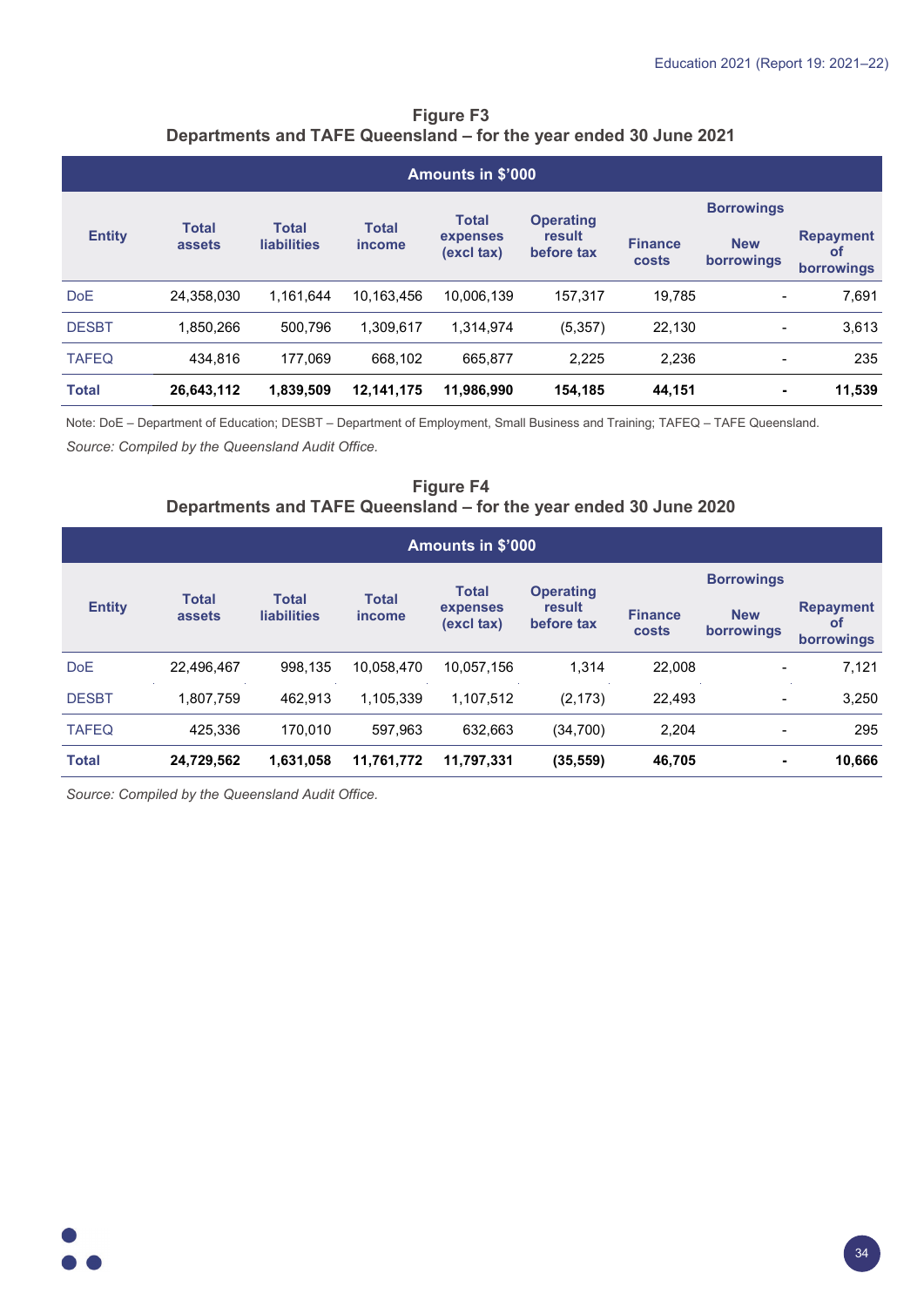**Figure F3**
**Departments and TAFE Queensland – for the year ended 30 June 2021**

| Amounts in $'000 | | | | | | | | |
|---|---|---|---|---|---|---|---|---|
| Entity | Total assets | Total liabilities | Total income | Total expenses (excl tax) | Operating result before tax | Finance costs | Borrowings | |
| | | | | | | | New borrowings | Repayment of borrowings |
| DoE | 24,358,030 | 1,161,644 | 10,163,456 | 10,006,139 | 157,317 | 19,785 | - | 7,691 |
| DESBT | 1,850,266 | 500,796 | 1,309,617 | 1,314,974 | (5,357) | 22,130 | - | 3,613 |
| TAFEQ | 434,816 | 177,069 | 668,102 | 665,877 | 2,225 | 2,236 | - | 235 |
| **Total** | **26,643,112** | **1,839,509** | **12,141,175** | **11,986,990** | **154,185** | **44,151** | **-** | **11,539** |

Note: DoE – Department of Education; DESBT – Department of Employment, Small Business and Training; TAFEQ – TAFE Queensland.

*Source: Compiled by the Queensland Audit Office.*

**Figure F4**
**Departments and TAFE Queensland – for the year ended 30 June 2020**

| Amounts in $'000 | | | | | | | | |
|---|---|---|---|---|---|---|---|---|
| Entity | Total assets | Total liabilities | Total income | Total expenses (excl tax) | Operating result before tax | Finance costs | Borrowings | |
| | | | | | | | New borrowings | Repayment of borrowings |
| DoE | 22,496,467 | 998,135 | 10,058,470 | 10,057,156 | 1,314 | 22,008 | - | 7,121 |
| DESBT | 1,807,759 | 462,913 | 1,105,339 | 1,107,512 | (2,173) | 22,493 | - | 3,250 |
| TAFEQ | 425,336 | 170,010 | 597,963 | 632,663 | (34,700) | 2,204 | - | 295 |
| **Total** | **24,729,562** | **1,631,058** | **11,761,772** | **11,797,331** | **(35,559)** | **46,705** | **-** | **10,666** |

*Source: Compiled by the Queensland Audit Office.*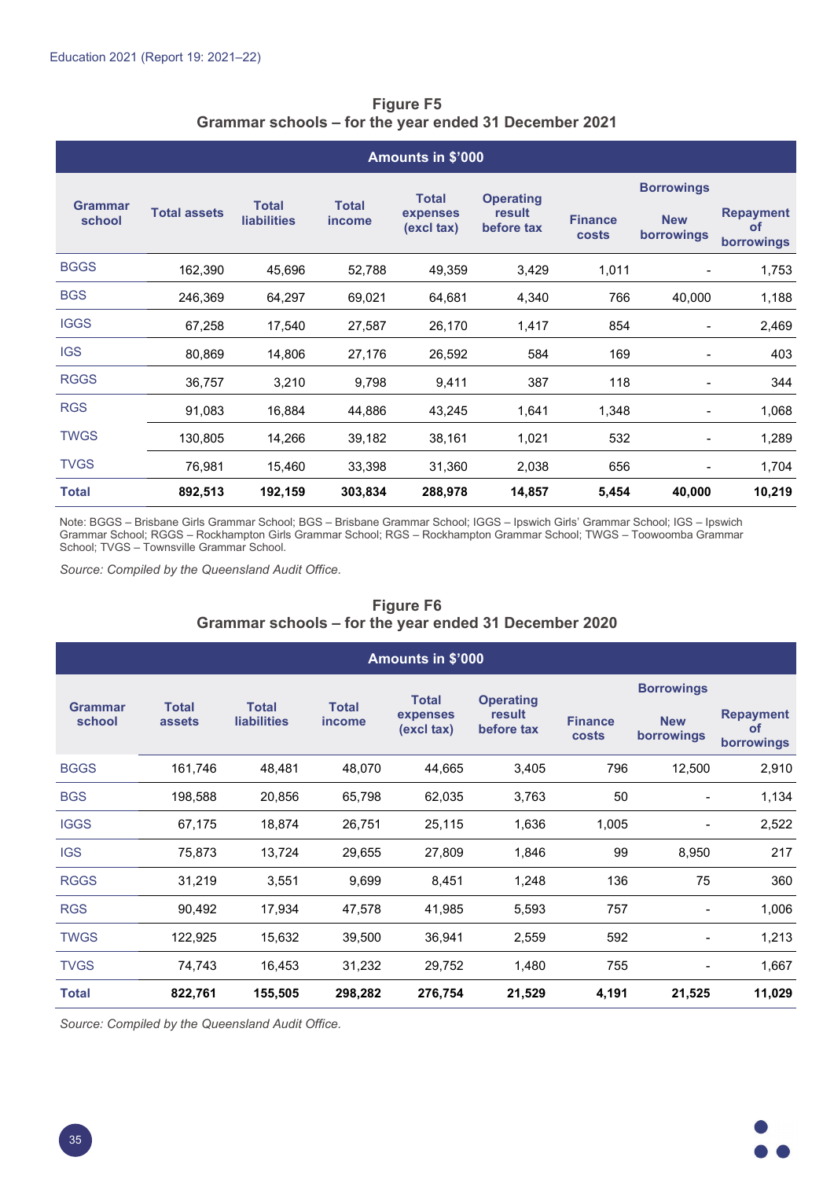# Figure F5
## Grammar schools – for the year ended 31 December 2021

| Amounts in $'000 | | | | | | | | |
|---|---|---|---|---|---|---|---|---|
| | | | | | | | Borrowings | |
| Grammar school | Total assets | Total liabilities | Total income | Total expenses (excl tax) | Operating result before tax | Finance costs | New borrowings | Repayment of borrowings |
| BGGS | 162,390 | 45,696 | 52,788 | 49,359 | 3,429 | 1,011 | - | 1,753 |
| BGS | 246,369 | 64,297 | 69,021 | 64,681 | 4,340 | 766 | 40,000 | 1,188 |
| IGGS | 67,258 | 17,540 | 27,587 | 26,170 | 1,417 | 854 | - | 2,469 |
| IGS | 80,869 | 14,806 | 27,176 | 26,592 | 584 | 169 | - | 403 |
| RGGS | 36,757 | 3,210 | 9,798 | 9,411 | 387 | 118 | - | 344 |
| RGS | 91,083 | 16,884 | 44,886 | 43,245 | 1,641 | 1,348 | - | 1,068 |
| TWGS | 130,805 | 14,266 | 39,182 | 38,161 | 1,021 | 532 | - | 1,289 |
| TVGS | 76,981 | 15,460 | 33,398 | 31,360 | 2,038 | 656 | - | 1,704 |
| **Total** | **892,513** | **192,159** | **303,834** | **288,978** | **14,857** | **5,454** | **40,000** | **10,219** |

Note: BGGS – Brisbane Girls Grammar School; BGS – Brisbane Grammar School; IGGS – Ipswich Girls' Grammar School; IGS – Ipswich Grammar School; RGGS – Rockhampton Girls Grammar School; RGS – Rockhampton Grammar School; TWGS – Toowoomba Grammar School; TVGS – Townsville Grammar School.

*Source: Compiled by the Queensland Audit Office.*

# Figure F6
## Grammar schools – for the year ended 31 December 2020

| Amounts in $'000 | | | | | | | | |
|---|---|---|---|---|---|---|---|---|
| | | | | | | | Borrowings | |
| Grammar school | Total assets | Total liabilities | Total income | Total expenses (excl tax) | Operating result before tax | Finance costs | New borrowings | Repayment of borrowings |
| BGGS | 161,746 | 48,481 | 48,070 | 44,665 | 3,405 | 796 | 12,500 | 2,910 |
| BGS | 198,588 | 20,856 | 65,798 | 62,035 | 3,763 | 50 | - | 1,134 |
| IGGS | 67,175 | 18,874 | 26,751 | 25,115 | 1,636 | 1,005 | - | 2,522 |
| IGS | 75,873 | 13,724 | 29,655 | 27,809 | 1,846 | 99 | 8,950 | 217 |
| RGGS | 31,219 | 3,551 | 9,699 | 8,451 | 1,248 | 136 | 75 | 360 |
| RGS | 90,492 | 17,934 | 47,578 | 41,985 | 5,593 | 757 | - | 1,006 |
| TWGS | 122,925 | 15,632 | 39,500 | 36,941 | 2,559 | 592 | - | 1,213 |
| TVGS | 74,743 | 16,453 | 31,232 | 29,752 | 1,480 | 755 | - | 1,667 |
| **Total** | **822,761** | **155,505** | **298,282** | **276,754** | **21,529** | **4,191** | **21,525** | **11,029** |

*Source: Compiled by the Queensland Audit Office.*